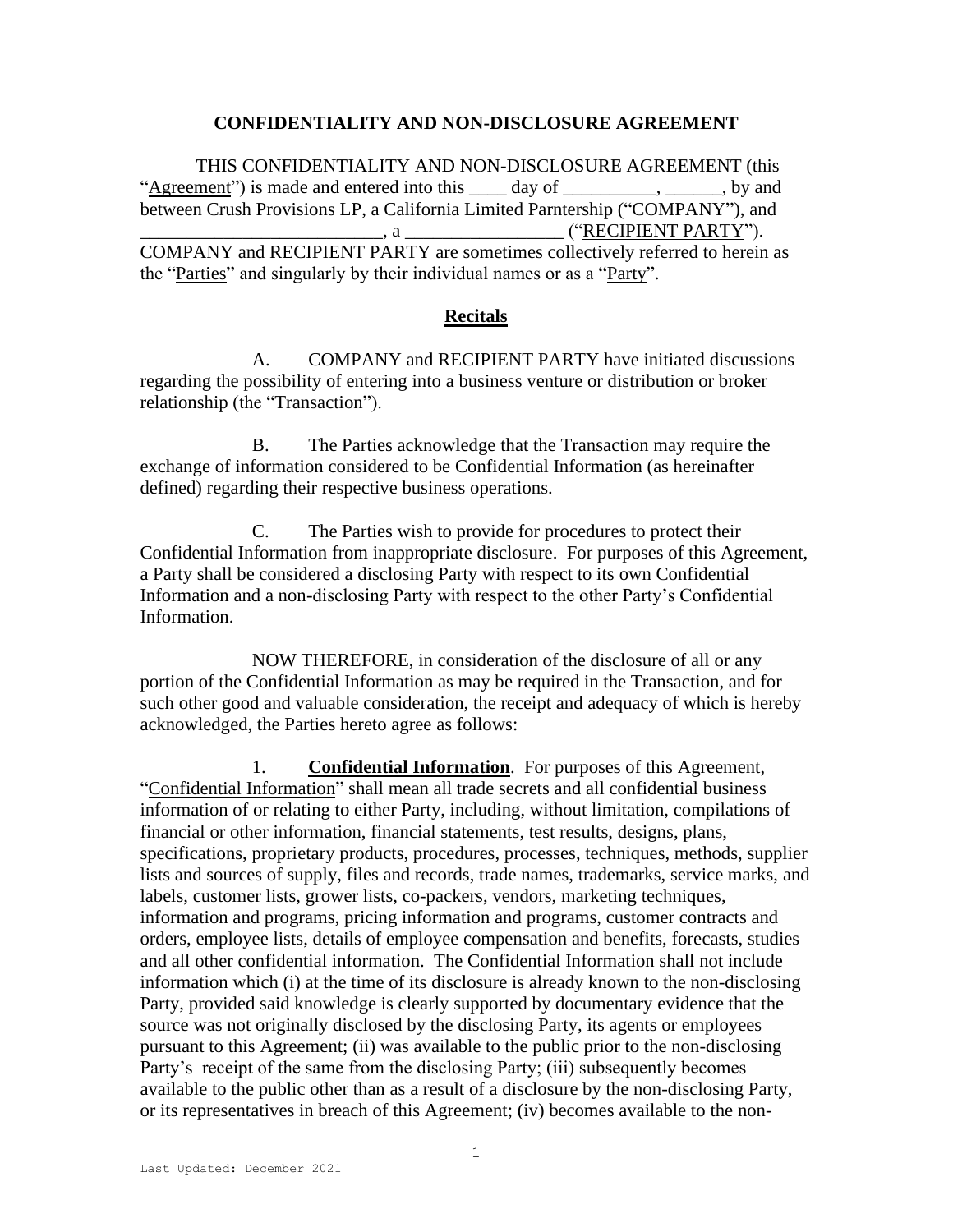# CONFIDENTIALITY AND NON-DISCLOSURE AGREEMENT

THIS CONFIDENTIALITY AND NON-DISCLOSURE AGREEMENT (this "Agreement") is made and entered into this ____ day of __________, ______, by and between Crush Provisions LP, a California Limited Parntership ("COMPANY"), and __________________________, a ________________ ("RECIPIENT PARTY"). COMPANY and RECIPIENT PARTY are sometimes collectively referred to herein as the "Parties" and singularly by their individual names or as a "Party".

## Recitals

A. COMPANY and RECIPIENT PARTY have initiated discussions regarding the possibility of entering into a business venture or distribution or broker relationship (the "Transaction").

B. The Parties acknowledge that the Transaction may require the exchange of information considered to be Confidential Information (as hereinafter defined) regarding their respective business operations.

C. The Parties wish to provide for procedures to protect their Confidential Information from inappropriate disclosure. For purposes of this Agreement, a Party shall be considered a disclosing Party with respect to its own Confidential Information and a non-disclosing Party with respect to the other Party's Confidential Information.

NOW THEREFORE, in consideration of the disclosure of all or any portion of the Confidential Information as may be required in the Transaction, and for such other good and valuable consideration, the receipt and adequacy of which is hereby acknowledged, the Parties hereto agree as follows:

1. **Confidential Information**. For purposes of this Agreement, "Confidential Information" shall mean all trade secrets and all confidential business information of or relating to either Party, including, without limitation, compilations of financial or other information, financial statements, test results, designs, plans, specifications, proprietary products, procedures, processes, techniques, methods, supplier lists and sources of supply, files and records, trade names, trademarks, service marks, and labels, customer lists, grower lists, co-packers, vendors, marketing techniques, information and programs, pricing information and programs, customer contracts and orders, employee lists, details of employee compensation and benefits, forecasts, studies and all other confidential information. The Confidential Information shall not include information which (i) at the time of its disclosure is already known to the non-disclosing Party, provided said knowledge is clearly supported by documentary evidence that the source was not originally disclosed by the disclosing Party, its agents or employees pursuant to this Agreement; (ii) was available to the public prior to the non-disclosing Party's receipt of the same from the disclosing Party; (iii) subsequently becomes available to the public other than as a result of a disclosure by the non-disclosing Party, or its representatives in breach of this Agreement; (iv) becomes available to the non-

Last Updated: December 2021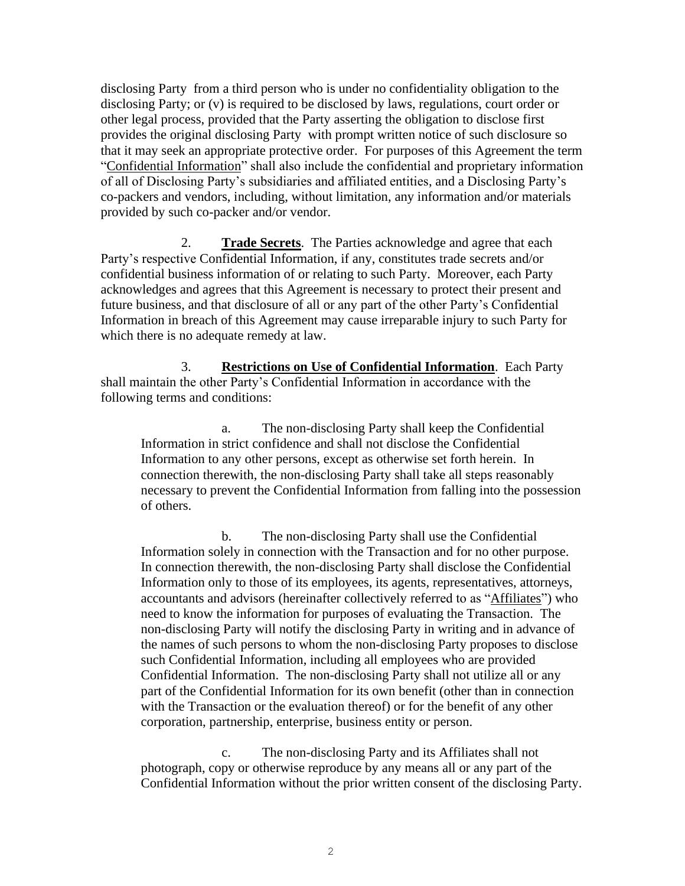disclosing Party from a third person who is under no confidentiality obligation to the disclosing Party; or (v) is required to be disclosed by laws, regulations, court order or other legal process, provided that the Party asserting the obligation to disclose first provides the original disclosing Party with prompt written notice of such disclosure so that it may seek an appropriate protective order. For purposes of this Agreement the term "Confidential Information" shall also include the confidential and proprietary information of all of Disclosing Party's subsidiaries and affiliated entities, and a Disclosing Party's co-packers and vendors, including, without limitation, any information and/or materials provided by such co-packer and/or vendor.

2. **Trade Secrets**. The Parties acknowledge and agree that each Party's respective Confidential Information, if any, constitutes trade secrets and/or confidential business information of or relating to such Party. Moreover, each Party acknowledges and agrees that this Agreement is necessary to protect their present and future business, and that disclosure of all or any part of the other Party's Confidential Information in breach of this Agreement may cause irreparable injury to such Party for which there is no adequate remedy at law.

3. **Restrictions on Use of Confidential Information**. Each Party shall maintain the other Party's Confidential Information in accordance with the following terms and conditions:

a. The non-disclosing Party shall keep the Confidential Information in strict confidence and shall not disclose the Confidential Information to any other persons, except as otherwise set forth herein. In connection therewith, the non-disclosing Party shall take all steps reasonably necessary to prevent the Confidential Information from falling into the possession of others.

b. The non-disclosing Party shall use the Confidential Information solely in connection with the Transaction and for no other purpose. In connection therewith, the non-disclosing Party shall disclose the Confidential Information only to those of its employees, its agents, representatives, attorneys, accountants and advisors (hereinafter collectively referred to as "Affiliates") who need to know the information for purposes of evaluating the Transaction. The non-disclosing Party will notify the disclosing Party in writing and in advance of the names of such persons to whom the non-disclosing Party proposes to disclose such Confidential Information, including all employees who are provided Confidential Information. The non-disclosing Party shall not utilize all or any part of the Confidential Information for its own benefit (other than in connection with the Transaction or the evaluation thereof) or for the benefit of any other corporation, partnership, enterprise, business entity or person.

c. The non-disclosing Party and its Affiliates shall not photograph, copy or otherwise reproduce by any means all or any part of the Confidential Information without the prior written consent of the disclosing Party.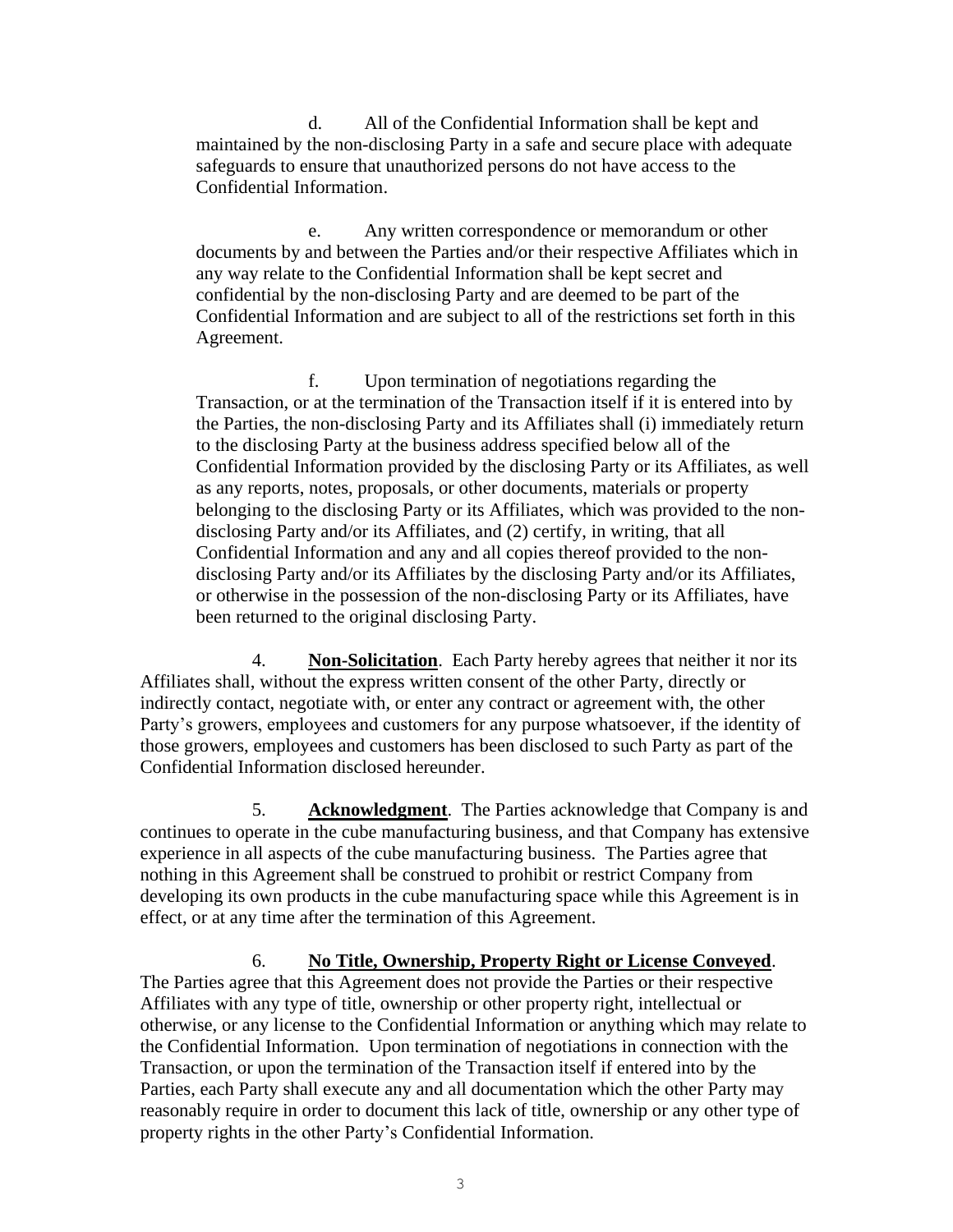d. All of the Confidential Information shall be kept and maintained by the non-disclosing Party in a safe and secure place with adequate safeguards to ensure that unauthorized persons do not have access to the Confidential Information.

e. Any written correspondence or memorandum or other documents by and between the Parties and/or their respective Affiliates which in any way relate to the Confidential Information shall be kept secret and confidential by the non-disclosing Party and are deemed to be part of the Confidential Information and are subject to all of the restrictions set forth in this Agreement.

f. Upon termination of negotiations regarding the Transaction, or at the termination of the Transaction itself if it is entered into by the Parties, the non-disclosing Party and its Affiliates shall (i) immediately return to the disclosing Party at the business address specified below all of the Confidential Information provided by the disclosing Party or its Affiliates, as well as any reports, notes, proposals, or other documents, materials or property belonging to the disclosing Party or its Affiliates, which was provided to the non-disclosing Party and/or its Affiliates, and (2) certify, in writing, that all Confidential Information and any and all copies thereof provided to the non-disclosing Party and/or its Affiliates by the disclosing Party and/or its Affiliates, or otherwise in the possession of the non-disclosing Party or its Affiliates, have been returned to the original disclosing Party.

4. **Non-Solicitation**. Each Party hereby agrees that neither it nor its Affiliates shall, without the express written consent of the other Party, directly or indirectly contact, negotiate with, or enter any contract or agreement with, the other Party's growers, employees and customers for any purpose whatsoever, if the identity of those growers, employees and customers has been disclosed to such Party as part of the Confidential Information disclosed hereunder.

5. **Acknowledgment**. The Parties acknowledge that Company is and continues to operate in the cube manufacturing business, and that Company has extensive experience in all aspects of the cube manufacturing business. The Parties agree that nothing in this Agreement shall be construed to prohibit or restrict Company from developing its own products in the cube manufacturing space while this Agreement is in effect, or at any time after the termination of this Agreement.

6. **No Title, Ownership, Property Right or License Conveyed**. The Parties agree that this Agreement does not provide the Parties or their respective Affiliates with any type of title, ownership or other property right, intellectual or otherwise, or any license to the Confidential Information or anything which may relate to the Confidential Information. Upon termination of negotiations in connection with the Transaction, or upon the termination of the Transaction itself if entered into by the Parties, each Party shall execute any and all documentation which the other Party may reasonably require in order to document this lack of title, ownership or any other type of property rights in the other Party's Confidential Information.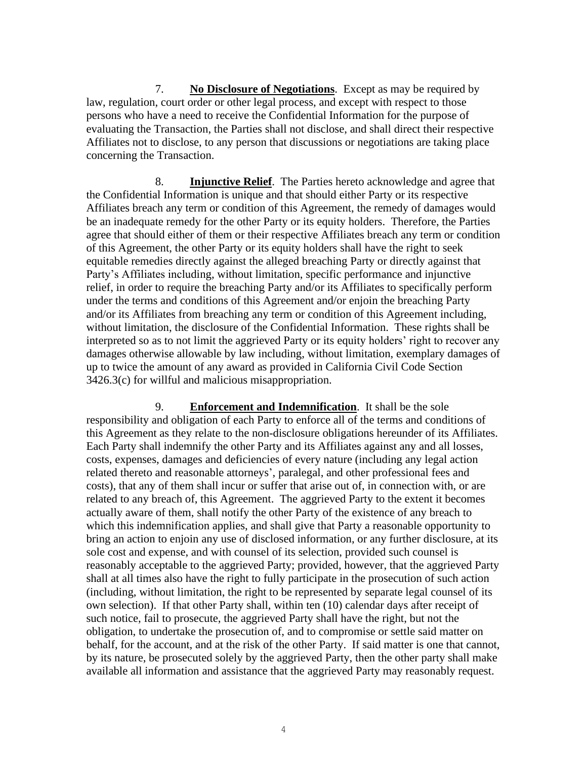7. **No Disclosure of Negotiations**. Except as may be required by law, regulation, court order or other legal process, and except with respect to those persons who have a need to receive the Confidential Information for the purpose of evaluating the Transaction, the Parties shall not disclose, and shall direct their respective Affiliates not to disclose, to any person that discussions or negotiations are taking place concerning the Transaction.

8. **Injunctive Relief**. The Parties hereto acknowledge and agree that the Confidential Information is unique and that should either Party or its respective Affiliates breach any term or condition of this Agreement, the remedy of damages would be an inadequate remedy for the other Party or its equity holders. Therefore, the Parties agree that should either of them or their respective Affiliates breach any term or condition of this Agreement, the other Party or its equity holders shall have the right to seek equitable remedies directly against the alleged breaching Party or directly against that Party's Affiliates including, without limitation, specific performance and injunctive relief, in order to require the breaching Party and/or its Affiliates to specifically perform under the terms and conditions of this Agreement and/or enjoin the breaching Party and/or its Affiliates from breaching any term or condition of this Agreement including, without limitation, the disclosure of the Confidential Information. These rights shall be interpreted so as to not limit the aggrieved Party or its equity holders' right to recover any damages otherwise allowable by law including, without limitation, exemplary damages of up to twice the amount of any award as provided in California Civil Code Section 3426.3(c) for willful and malicious misappropriation.

9. **Enforcement and Indemnification**. It shall be the sole responsibility and obligation of each Party to enforce all of the terms and conditions of this Agreement as they relate to the non-disclosure obligations hereunder of its Affiliates. Each Party shall indemnify the other Party and its Affiliates against any and all losses, costs, expenses, damages and deficiencies of every nature (including any legal action related thereto and reasonable attorneys', paralegal, and other professional fees and costs), that any of them shall incur or suffer that arise out of, in connection with, or are related to any breach of, this Agreement. The aggrieved Party to the extent it becomes actually aware of them, shall notify the other Party of the existence of any breach to which this indemnification applies, and shall give that Party a reasonable opportunity to bring an action to enjoin any use of disclosed information, or any further disclosure, at its sole cost and expense, and with counsel of its selection, provided such counsel is reasonably acceptable to the aggrieved Party; provided, however, that the aggrieved Party shall at all times also have the right to fully participate in the prosecution of such action (including, without limitation, the right to be represented by separate legal counsel of its own selection). If that other Party shall, within ten (10) calendar days after receipt of such notice, fail to prosecute, the aggrieved Party shall have the right, but not the obligation, to undertake the prosecution of, and to compromise or settle said matter on behalf, for the account, and at the risk of the other Party. If said matter is one that cannot, by its nature, be prosecuted solely by the aggrieved Party, then the other party shall make available all information and assistance that the aggrieved Party may reasonably request.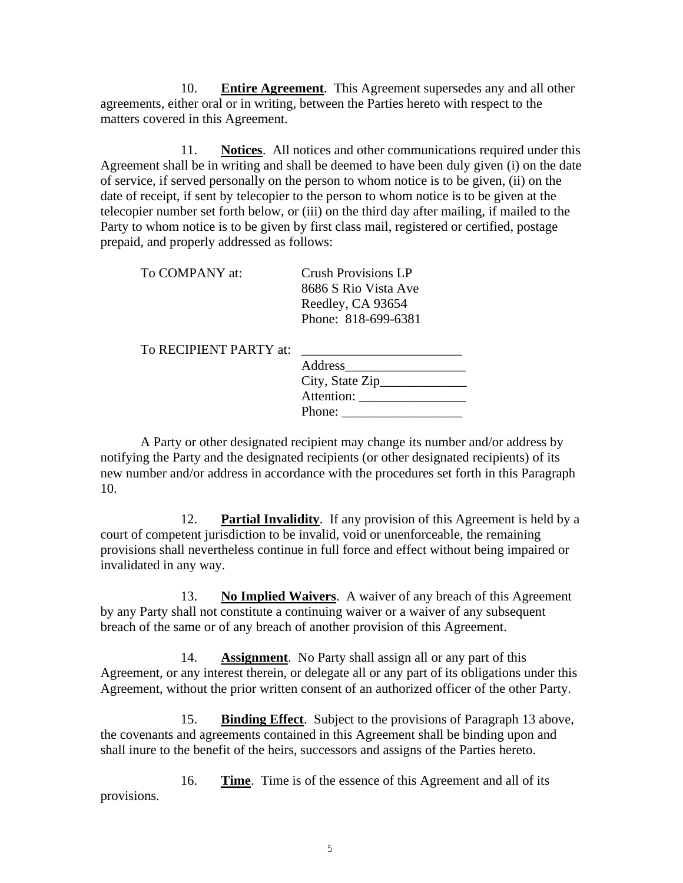10. **Entire Agreement**. This Agreement supersedes any and all other agreements, either oral or in writing, between the Parties hereto with respect to the matters covered in this Agreement.

11. **Notices**. All notices and other communications required under this Agreement shall be in writing and shall be deemed to have been duly given (i) on the date of service, if served personally on the person to whom notice is to be given, (ii) on the date of receipt, if sent by telecopier to the person to whom notice is to be given at the telecopier number set forth below, or (iii) on the third day after mailing, if mailed to the Party to whom notice is to be given by first class mail, registered or certified, postage prepaid, and properly addressed as follows:

To COMPANY at:

Crush Provisions LP
8686 S Rio Vista Ave
Reedley, CA 93654
Phone: 818-699-6381

To RECIPIENT PARTY at:

________________________
Address__________________
City, State Zip_____________
Attention: ________________
Phone: __________________

A Party or other designated recipient may change its number and/or address by notifying the Party and the designated recipients (or other designated recipients) of its new number and/or address in accordance with the procedures set forth in this Paragraph 10.

12. **Partial Invalidity**. If any provision of this Agreement is held by a court of competent jurisdiction to be invalid, void or unenforceable, the remaining provisions shall nevertheless continue in full force and effect without being impaired or invalidated in any way.

13. **No Implied Waivers**. A waiver of any breach of this Agreement by any Party shall not constitute a continuing waiver or a waiver of any subsequent breach of the same or of any breach of another provision of this Agreement.

14. **Assignment**. No Party shall assign all or any part of this Agreement, or any interest therein, or delegate all or any part of its obligations under this Agreement, without the prior written consent of an authorized officer of the other Party.

15. **Binding Effect**. Subject to the provisions of Paragraph 13 above, the covenants and agreements contained in this Agreement shall be binding upon and shall inure to the benefit of the heirs, successors and assigns of the Parties hereto.

16. **Time**. Time is of the essence of this Agreement and all of its provisions.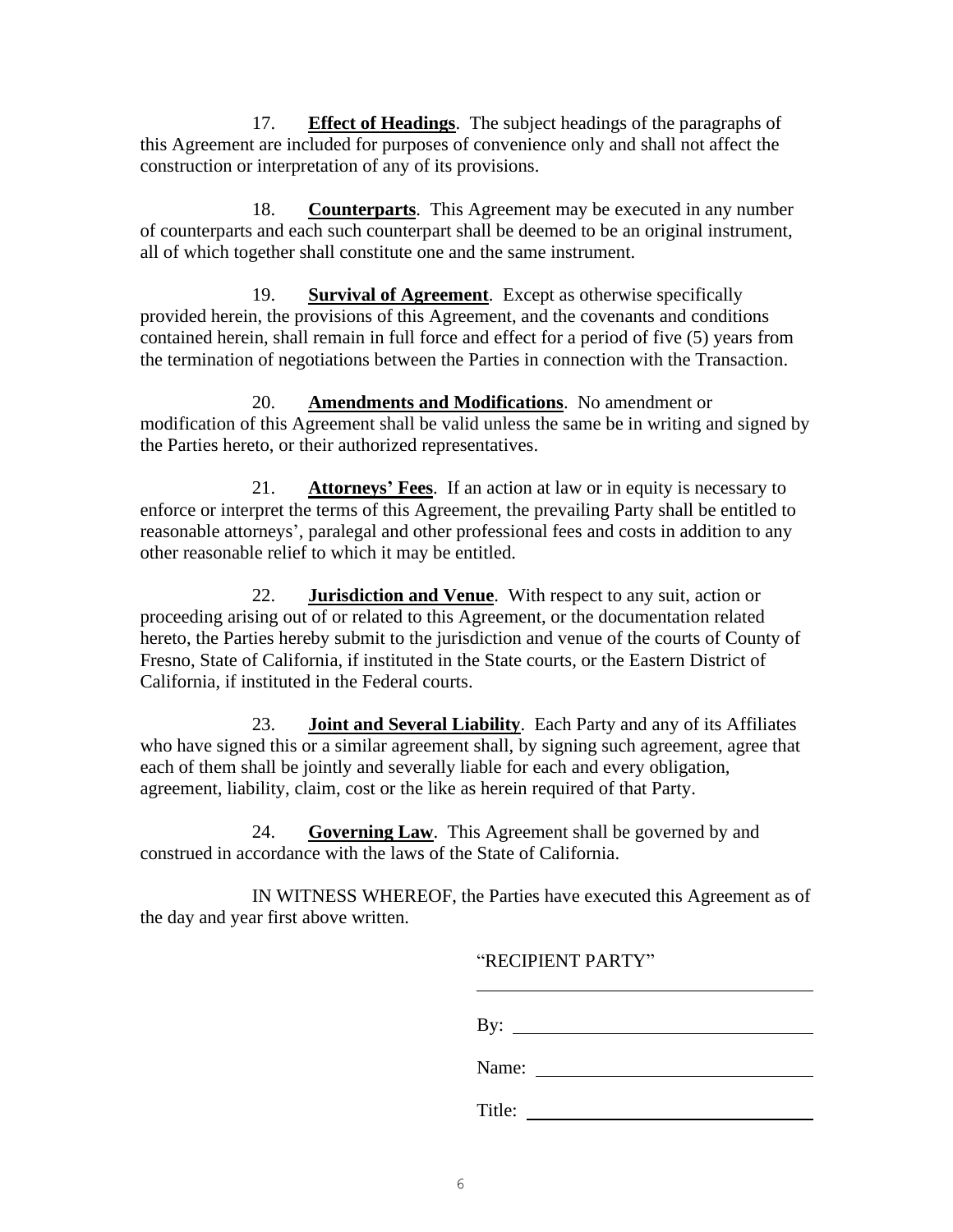17. **Effect of Headings**. The subject headings of the paragraphs of this Agreement are included for purposes of convenience only and shall not affect the construction or interpretation of any of its provisions.

18. **Counterparts**. This Agreement may be executed in any number of counterparts and each such counterpart shall be deemed to be an original instrument, all of which together shall constitute one and the same instrument.

19. **Survival of Agreement**. Except as otherwise specifically provided herein, the provisions of this Agreement, and the covenants and conditions contained herein, shall remain in full force and effect for a period of five (5) years from the termination of negotiations between the Parties in connection with the Transaction.

20. **Amendments and Modifications**. No amendment or modification of this Agreement shall be valid unless the same be in writing and signed by the Parties hereto, or their authorized representatives.

21. **Attorneys' Fees**. If an action at law or in equity is necessary to enforce or interpret the terms of this Agreement, the prevailing Party shall be entitled to reasonable attorneys', paralegal and other professional fees and costs in addition to any other reasonable relief to which it may be entitled.

22. **Jurisdiction and Venue**. With respect to any suit, action or proceeding arising out of or related to this Agreement, or the documentation related hereto, the Parties hereby submit to the jurisdiction and venue of the courts of County of Fresno, State of California, if instituted in the State courts, or the Eastern District of California, if instituted in the Federal courts.

23. **Joint and Several Liability**. Each Party and any of its Affiliates who have signed this or a similar agreement shall, by signing such agreement, agree that each of them shall be jointly and severally liable for each and every obligation, agreement, liability, claim, cost or the like as herein required of that Party.

24. **Governing Law**. This Agreement shall be governed by and construed in accordance with the laws of the State of California.

IN WITNESS WHEREOF, the Parties have executed this Agreement as of the day and year first above written.

"RECIPIENT PARTY"

______________________________

By: ___________________________

Name: _________________________

Title: __________________________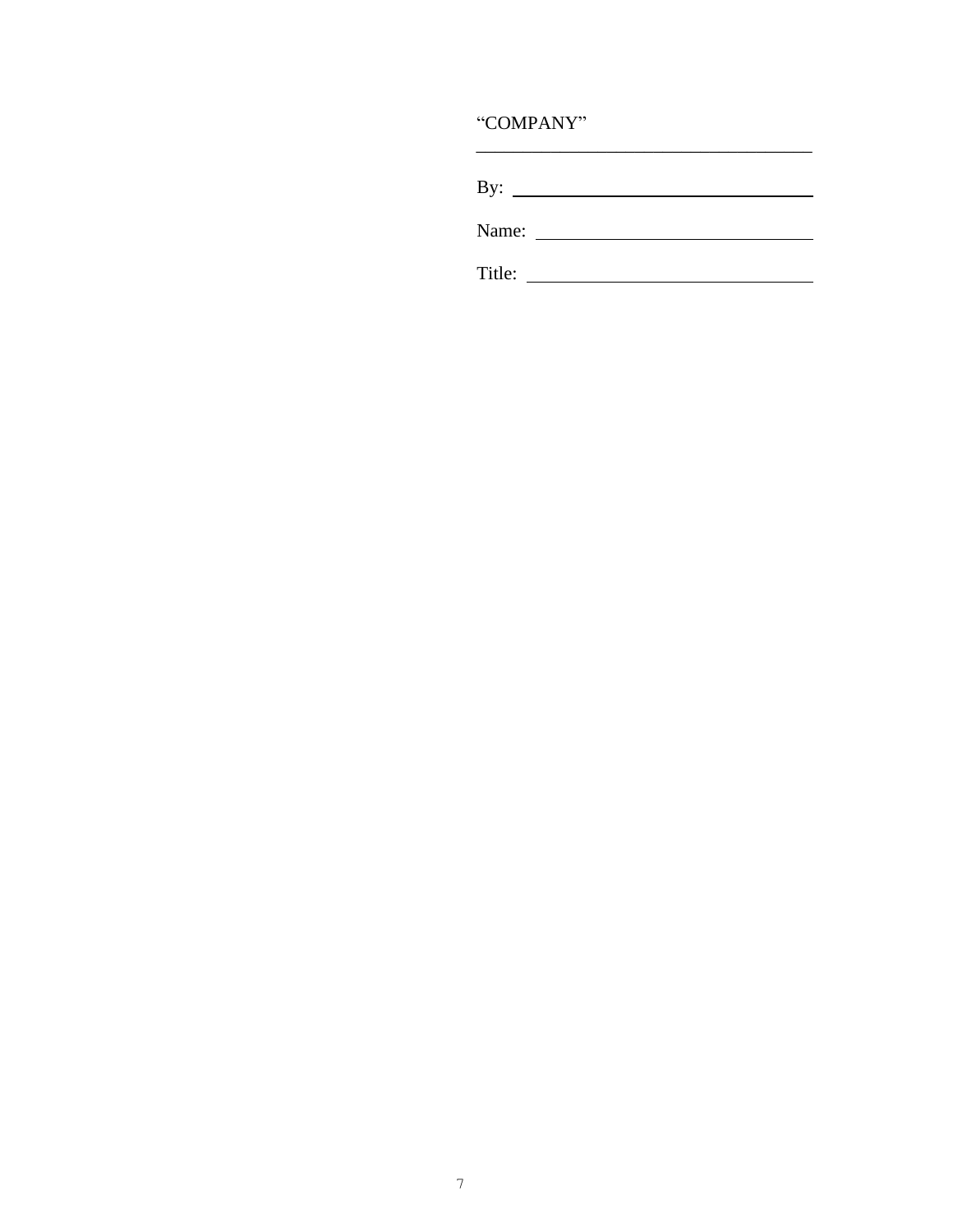"COMPANY"

\_\_\_\_\_\_\_\_\_\_\_\_\_\_\_\_\_\_\_\_\_\_\_\_\_\_\_\_\_\_\_\_\_\_\_\_

By: \_\_\_\_\_\_\_\_\_\_\_\_\_\_\_\_\_\_\_\_\_\_\_\_\_\_\_\_\_\_\_\_

Name: \_\_\_\_\_\_\_\_\_\_\_\_\_\_\_\_\_\_\_\_\_\_\_\_\_\_\_\_\_\_

Title: \_\_\_\_\_\_\_\_\_\_\_\_\_\_\_\_\_\_\_\_\_\_\_\_\_\_\_\_\_\_\_